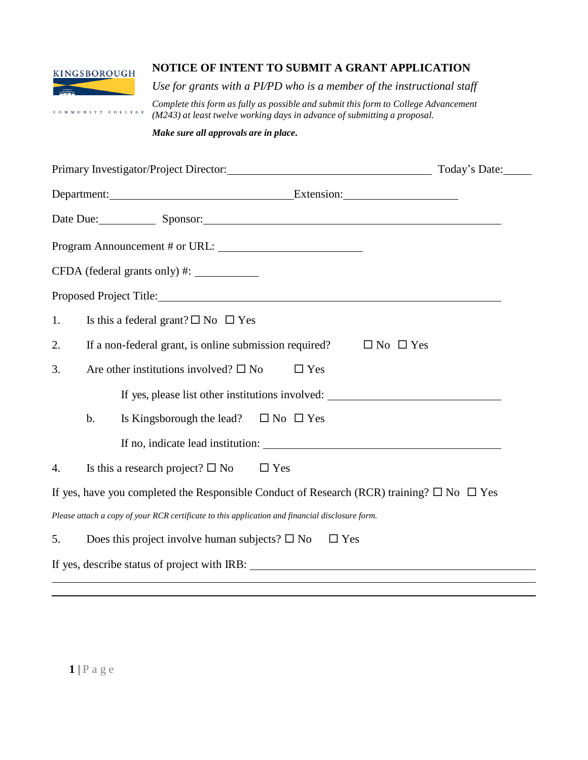KINGSBOROUGH COMMUNITY COLLEGE

# NOTICE OF INTENT TO SUBMIT A GRANT APPLICATION

*Use for grants with a PI/PD who is a member of the instructional staff*

*Complete this form as fully as possible and submit this form to College Advancement (M243) at least twelve working days in advance of submitting a proposal.*

***Make sure all approvals are in place.***

Primary Investigator/Project Director: ______________________________ Today's Date: _____

Department: ______________________________ Extension: ____________________

Date Due: __________ Sponsor: ______________________________________________

Program Announcement # or URL: ________________________

CFDA (federal grants only) #: ___________

Proposed Project Title: ______________________________________________________

1. Is this a federal grant? ☐ No ☐ Yes
2. If a non-federal grant, is online submission required? ☐ No ☐ Yes
3. Are other institutions involved? ☐ No ☐ Yes

   If yes, please list other institutions involved: ______________________________

   b. Is Kingsborough the lead? ☐ No ☐ Yes

   If no, indicate lead institution: ________________________________________

4. Is this a research project? ☐ No ☐ Yes

If yes, have you completed the Responsible Conduct of Research (RCR) training? ☐ No ☐ Yes

*Please attach a copy of your RCR certificate to this application and financial disclosure form.*

5. Does this project involve human subjects? ☐ No ☐ Yes

If yes, describe status of project with IRB: ____________________________________________

______________________________________________________________________________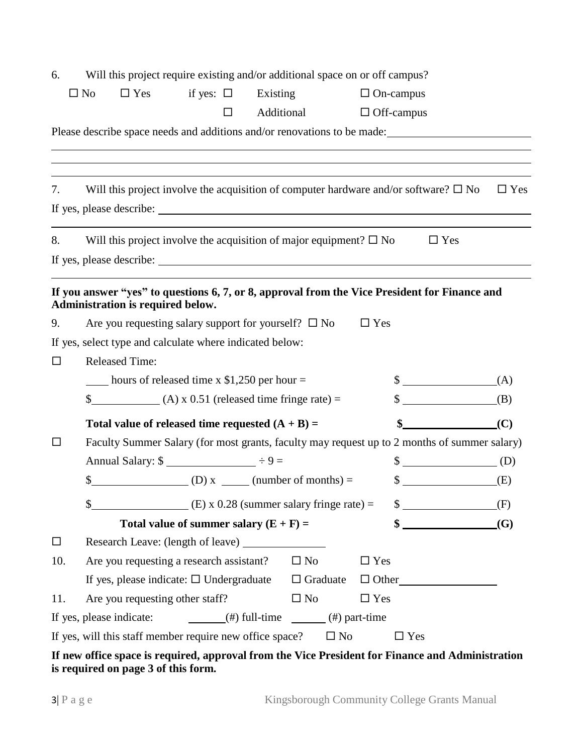6. Will this project require existing and/or additional space on or off campus?

☐ No ☐ Yes if yes: ☐ Existing ☐ On-campus

☐ Additional ☐ Off-campus

Please describe space needs and additions and/or renovations to be made: ______________________

______________________________________________________________________________

______________________________________________________________________________

______________________________________________________________________________

7. Will this project involve the acquisition of computer hardware and/or software? ☐ No ☐ Yes

If yes, please describe: ______________________________________________________________

______________________________________________________________________________

8. Will this project involve the acquisition of major equipment? ☐ No ☐ Yes

If yes, please describe: ______________________________________________________________

______________________________________________________________________________

**If you answer "yes" to questions 6, 7, or 8, approval from the Vice President for Finance and Administration is required below.**

9. Are you requesting salary support for yourself? ☐ No ☐ Yes

If yes, select type and calculate where indicated below:

☐ Released Time:

____ hours of released time x $1,250 per hour = $ ______________ (A)

$ ___________ (A) x 0.51 (released time fringe rate) = $ ______________ (B)

**Total value of released time requested (A + B) = $ ______________ (C)**

☐ Faculty Summer Salary (for most grants, faculty may request up to 2 months of summer salary)

Annual Salary: $ ______________ ÷ 9 = $ ______________ (D)

$ ______________ (D) x _____ (number of months) = $ ______________ (E)

$ ______________ (E) x 0.28 (summer salary fringe rate) = $ ______________ (F)

**Total value of summer salary (E + F) = $ ______________ (G)**

☐ Research Leave: (length of leave) ______________

10. Are you requesting a research assistant? ☐ No ☐ Yes

If yes, please indicate: ☐ Undergraduate ☐ Graduate ☐ Other ______________

11. Are you requesting other staff? ☐ No ☐ Yes

If yes, please indicate: ______ (#) full-time ______ (#) part-time

If yes, will this staff member require new office space? ☐ No ☐ Yes

**If new office space is required, approval from the Vice President for Finance and Administration is required on page 3 of this form.**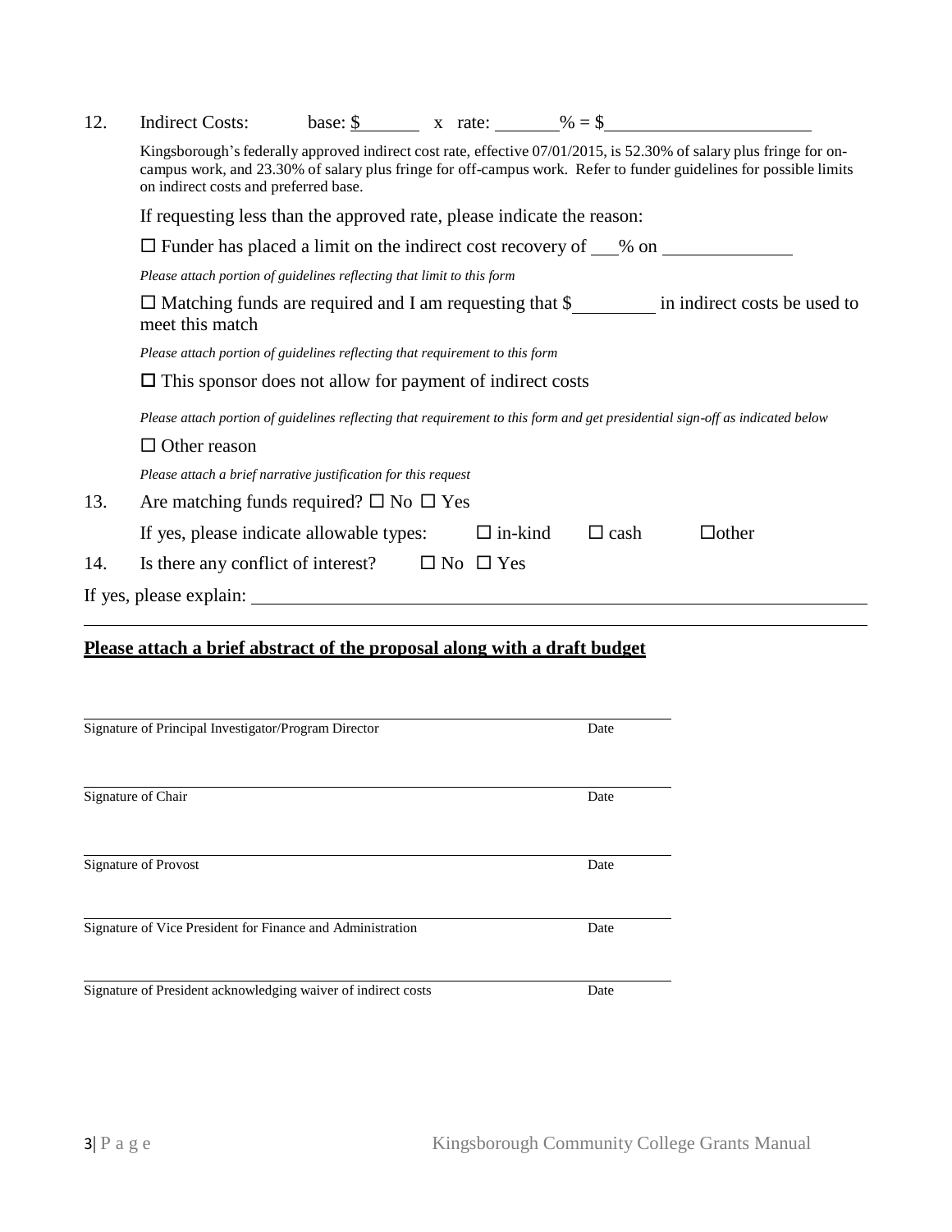12. Indirect Costs: base: $_______ x rate: _______% = $______________________

Kingsborough's federally approved indirect cost rate, effective 07/01/2015, is 52.30% of salary plus fringe for on-campus work, and 23.30% of salary plus fringe for off-campus work. Refer to funder guidelines for possible limits on indirect costs and preferred base.

If requesting less than the approved rate, please indicate the reason:

☐ Funder has placed a limit on the indirect cost recovery of ___% on ______________

*Please attach portion of guidelines reflecting that limit to this form*

☐ Matching funds are required and I am requesting that $_________ in indirect costs be used to meet this match

*Please attach portion of guidelines reflecting that requirement to this form*

☐ This sponsor does not allow for payment of indirect costs

*Please attach portion of guidelines reflecting that requirement to this form and get presidential sign-off as indicated below*

☐ Other reason

*Please attach a brief narrative justification for this request*

13. Are matching funds required? ☐ No ☐ Yes

If yes, please indicate allowable types: ☐ in-kind ☐ cash ☐other

14. Is there any conflict of interest? ☐ No ☐ Yes

If yes, please explain: ____________________________________________________________

**Please attach a brief abstract of the proposal along with a draft budget**

______________________________________________________________________
Signature of Principal Investigator/Program Director Date

______________________________________________________________________
Signature of Chair Date

______________________________________________________________________
Signature of Provost Date

______________________________________________________________________
Signature of Vice President for Finance and Administration Date

______________________________________________________________________
Signature of President acknowledging waiver of indirect costs Date